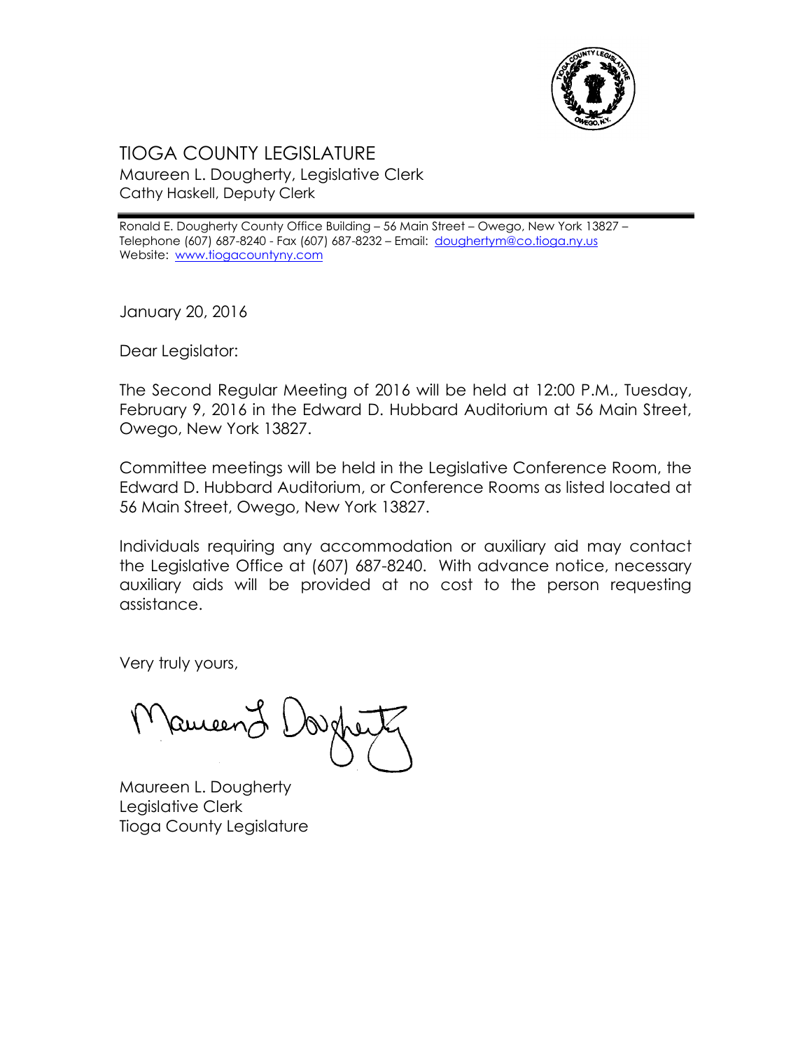# TIOGA COUNTY LEGISLATURE

Maureen L. Dougherty, Legislative Clerk
Cathy Haskell, Deputy Clerk

Ronald E. Dougherty County Office Building – 56 Main Street – Owego, New York 13827 – Telephone (607) 687-8240 - Fax (607) 687-8232 – Email: doughertym@co.tioga.ny.us
Website: www.tiogacountyny.com

January 20, 2016

Dear Legislator:

The Second Regular Meeting of 2016 will be held at 12:00 P.M., Tuesday, February 9, 2016 in the Edward D. Hubbard Auditorium at 56 Main Street, Owego, New York 13827.

Committee meetings will be held in the Legislative Conference Room, the Edward D. Hubbard Auditorium, or Conference Rooms as listed located at 56 Main Street, Owego, New York 13827.

Individuals requiring any accommodation or auxiliary aid may contact the Legislative Office at (607) 687-8240. With advance notice, necessary auxiliary aids will be provided at no cost to the person requesting assistance.

Very truly yours,

Maureen L. Dougherty
Legislative Clerk
Tioga County Legislature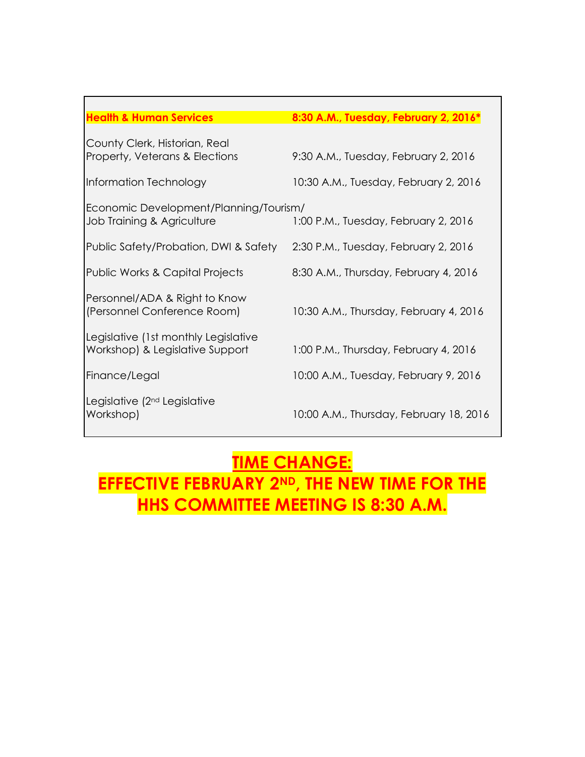| | |
|---|---|
| **Health & Human Services** | **8:30 A.M., Tuesday, February 2, 2016*** |
| County Clerk, Historian, Real Property, Veterans & Elections | 9:30 A.M., Tuesday, February 2, 2016 |
| Information Technology | 10:30 A.M., Tuesday, February 2, 2016 |
| Economic Development/Planning/Tourism/ Job Training & Agriculture | 1:00 P.M., Tuesday, February 2, 2016 |
| Public Safety/Probation, DWI & Safety | 2:30 P.M., Tuesday, February 2, 2016 |
| Public Works & Capital Projects | 8:30 A.M., Thursday, February 4, 2016 |
| Personnel/ADA & Right to Know (Personnel Conference Room) | 10:30 A.M., Thursday, February 4, 2016 |
| Legislative (1st monthly Legislative Workshop) & Legislative Support | 1:00 P.M., Thursday, February 4, 2016 |
| Finance/Legal | 10:00 A.M., Tuesday, February 9, 2016 |
| Legislative (2nd Legislative Workshop) | 10:00 A.M., Thursday, February 18, 2016 |

**TIME CHANGE:**

**EFFECTIVE FEBRUARY 2ND, THE NEW TIME FOR THE HHS COMMITTEE MEETING IS 8:30 A.M.**